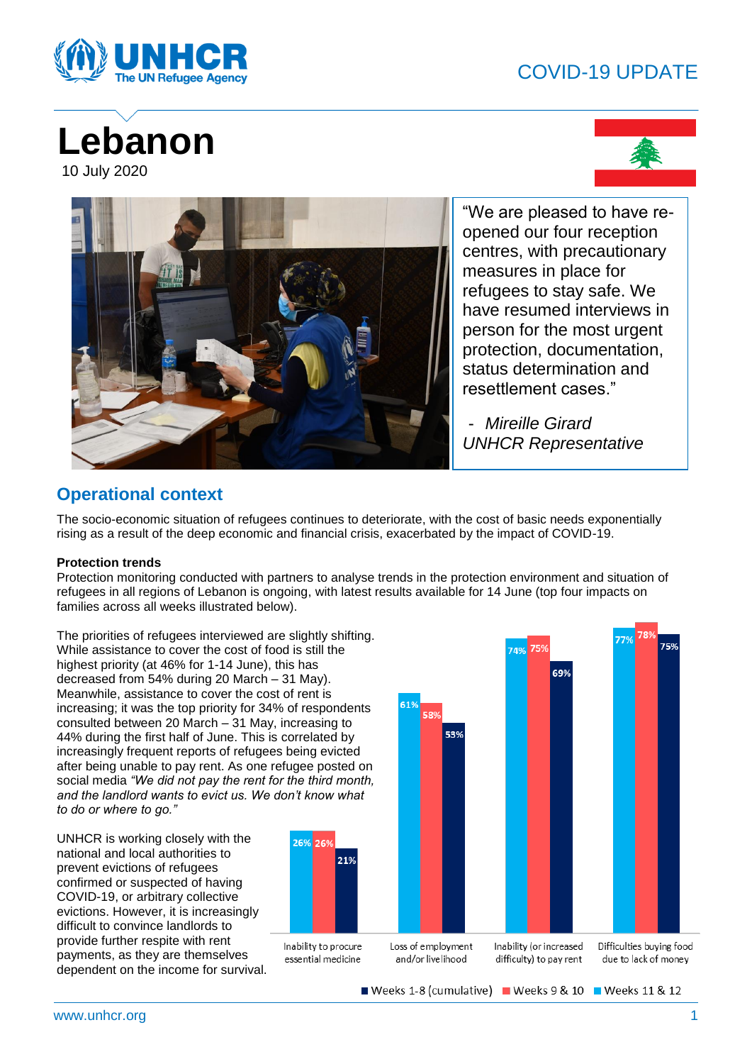COVID-19 UPDATE

# Lebanon

10 July 2020

"We are pleased to have re-opened our four reception centres, with precautionary measures in place for refugees to stay safe. We have resumed interviews in person for the most urgent protection, documentation, status determination and resettlement cases."

- *Mireille Girard*
*UNHCR Representative*

## Operational context

The socio-economic situation of refugees continues to deteriorate, with the cost of basic needs exponentially rising as a result of the deep economic and financial crisis, exacerbated by the impact of COVID-19.

**Protection trends**

Protection monitoring conducted with partners to analyse trends in the protection environment and situation of refugees in all regions of Lebanon is ongoing, with latest results available for 14 June (top four impacts on families across all weeks illustrated below).

The priorities of refugees interviewed are slightly shifting. While assistance to cover the cost of food is still the highest priority (at 46% for 1-14 June), this has decreased from 54% during 20 March – 31 May). Meanwhile, assistance to cover the cost of rent is increasing; it was the top priority for 34% of respondents consulted between 20 March – 31 May, increasing to 44% during the first half of June. This is correlated by increasingly frequent reports of refugees being evicted after being unable to pay rent. As one refugee posted on social media *"We did not pay the rent for the third month, and the landlord wants to evict us. We don't know what to do or where to go."*

UNHCR is working closely with the national and local authorities to prevent evictions of refugees confirmed or suspected of having COVID-19, or arbitrary collective evictions. However, it is increasingly difficult to convince landlords to provide further respite with rent payments, as they are themselves dependent on the income for survival.

| | Weeks 11 & 12 | Weeks 9 & 10 | Weeks 1-8 (cumulative) |
|---|---|---|---|
| Inability to procure essential medicine | 26% | 26% | 21% |
| Loss of employment and/or livelihood | 61% | 58% | 53% |
| Inability (or increased difficulty) to pay rent | 74% | 75% | 69% |
| Difficulties buying food due to lack of money | 77% | 78% | 75% |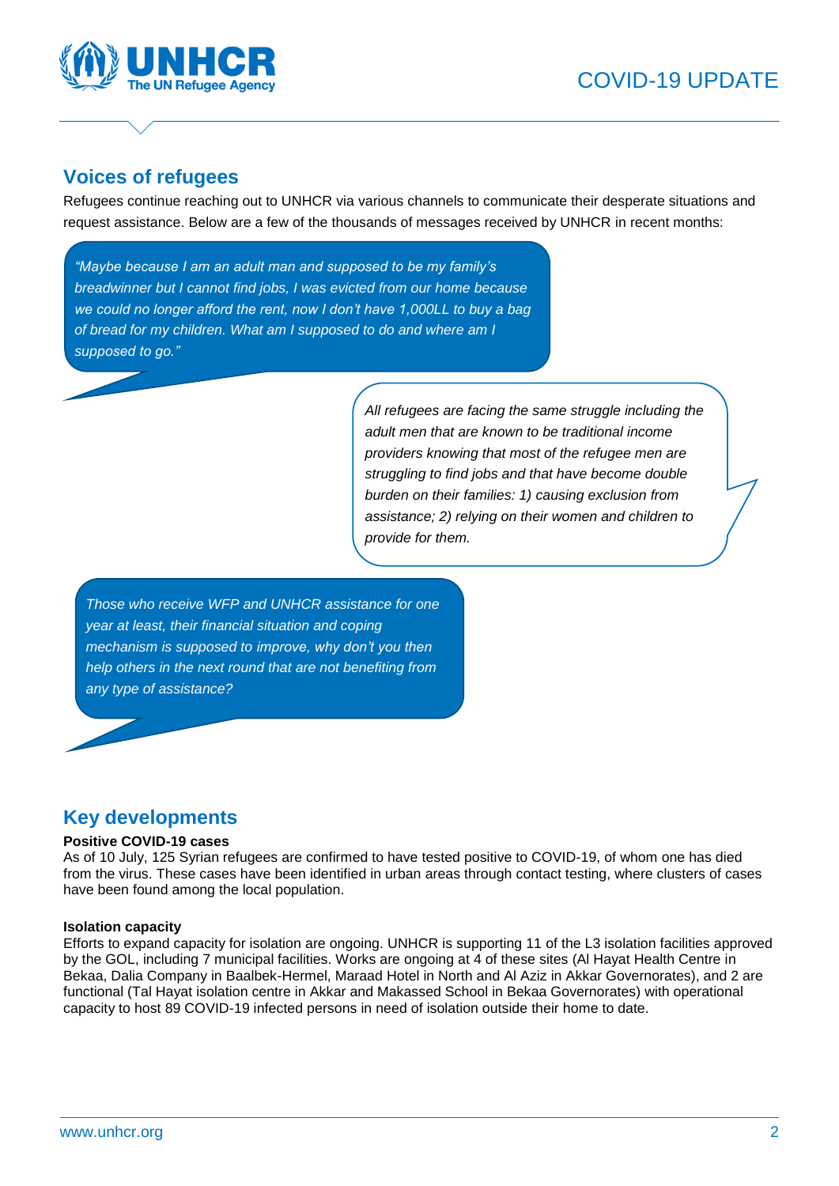## Voices of refugees

Refugees continue reaching out to UNHCR via various channels to communicate their desperate situations and request assistance. Below are a few of the thousands of messages received by UNHCR in recent months:

*"Maybe because I am an adult man and supposed to be my family's breadwinner but I cannot find jobs, I was evicted from our home because we could no longer afford the rent, now I don't have 1,000LL to buy a bag of bread for my children. What am I supposed to do and where am I supposed to go."*

*All refugees are facing the same struggle including the adult men that are known to be traditional income providers knowing that most of the refugee men are struggling to find jobs and that have become double burden on their families: 1) causing exclusion from assistance; 2) relying on their women and children to provide for them.*

*Those who receive WFP and UNHCR assistance for one year at least, their financial situation and coping mechanism is supposed to improve, why don't you then help others in the next round that are not benefiting from any type of assistance?*

## Key developments

**Positive COVID-19 cases**

As of 10 July, 125 Syrian refugees are confirmed to have tested positive to COVID-19, of whom one has died from the virus. These cases have been identified in urban areas through contact testing, where clusters of cases have been found among the local population.

**Isolation capacity**

Efforts to expand capacity for isolation are ongoing. UNHCR is supporting 11 of the L3 isolation facilities approved by the GOL, including 7 municipal facilities. Works are ongoing at 4 of these sites (Al Hayat Health Centre in Bekaa, Dalia Company in Baalbek-Hermel, Maraad Hotel in North and Al Aziz in Akkar Governorates), and 2 are functional (Tal Hayat isolation centre in Akkar and Makassed School in Bekaa Governorates) with operational capacity to host 89 COVID-19 infected persons in need of isolation outside their home to date.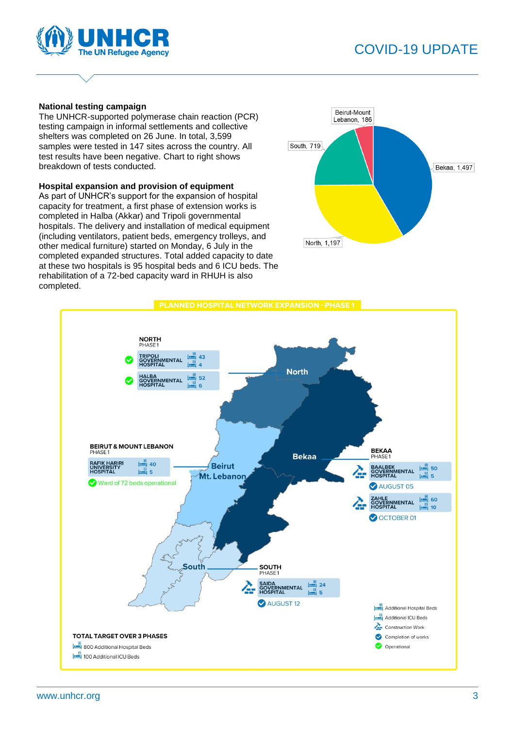## National testing campaign

The UNHCR-supported polymerase chain reaction (PCR) testing campaign in informal settlements and collective shelters was completed on 26 June. In total, 3,599 samples were tested in 147 sites across the country. All test results have been negative. Chart to right shows breakdown of tests conducted.

| Region | Tests |
|---|---|
| Bekaa | 1,497 |
| North | 1,197 |
| South | 719 |
| Beirut-Mount Lebanon | 186 |

## Hospital expansion and provision of equipment

As part of UNHCR's support for the expansion of hospital capacity for treatment, a first phase of extension works is completed in Halba (Akkar) and Tripoli governmental hospitals. The delivery and installation of medical equipment (including ventilators, patient beds, emergency trolleys, and other medical furniture) started on Monday, 6 July in the completed expanded structures. Total added capacity to date at these two hospitals is 95 hospital beds and 6 ICU beds. The rehabilitation of a 72-bed capacity ward in RHUH is also completed.

### PLANNED HOSPITAL NETWORK EXPANSION - PHASE 1

**NORTH** PHASE 1

- Tripoli Governmental Hospital — 43 additional hospital beds, 4 additional ICU beds (Operational)
- Halba Governmental Hospital — 52 additional hospital beds, 6 additional ICU beds (Operational)

**BEIRUT & MOUNT LEBANON** PHASE 1

- Rafik Hariri University Hospital — 40 additional hospital beds, 5 additional ICU beds
- Ward of 72 beds operational

**BEKAA** PHASE 1

- Baalbek Governmental Hospital — 50 additional hospital beds, 5 additional ICU beds (Construction work; completion of works August 05)
- Zahle Governmental Hospital — 60 additional hospital beds, 10 additional ICU beds (Construction work; completion of works October 01)

**SOUTH** PHASE 1

- Saida Governmental Hospital — 24 additional hospital beds, 5 additional ICU beds (Construction work; completion of works August 12)

**TOTAL TARGET OVER 3 PHASES**

- 800 Additional Hospital Beds
- 100 Additional ICU Beds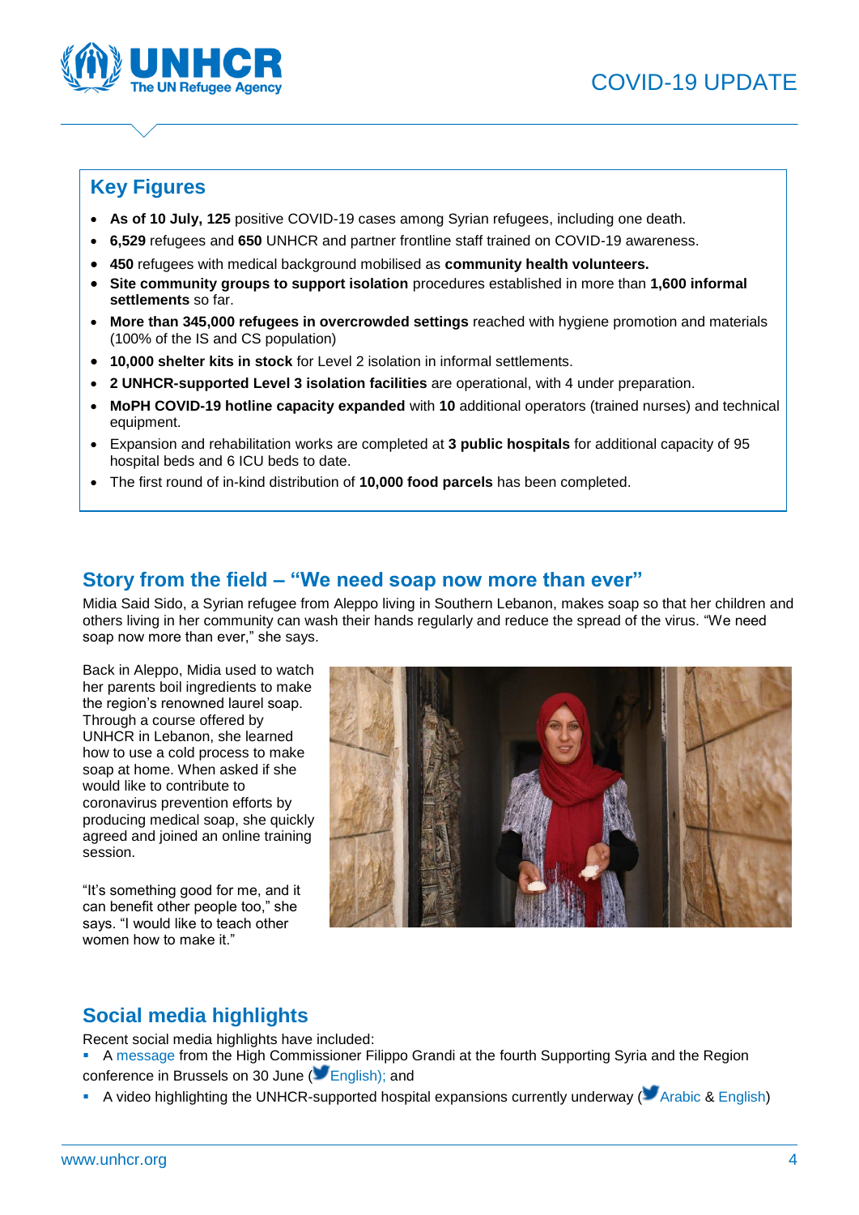## Key Figures

- **As of 10 July, 125** positive COVID-19 cases among Syrian refugees, including one death.
- **6,529** refugees and **650** UNHCR and partner frontline staff trained on COVID-19 awareness.
- **450** refugees with medical background mobilised as **community health volunteers.**
- **Site community groups to support isolation** procedures established in more than **1,600 informal settlements** so far.
- **More than 345,000 refugees in overcrowded settings** reached with hygiene promotion and materials (100% of the IS and CS population)
- **10,000 shelter kits in stock** for Level 2 isolation in informal settlements.
- **2 UNHCR-supported Level 3 isolation facilities** are operational, with 4 under preparation.
- **MoPH COVID-19 hotline capacity expanded** with **10** additional operators (trained nurses) and technical equipment.
- Expansion and rehabilitation works are completed at **3 public hospitals** for additional capacity of 95 hospital beds and 6 ICU beds to date.
- The first round of in-kind distribution of **10,000 food parcels** has been completed.

## Story from the field – "We need soap now more than ever"

Midia Said Sido, a Syrian refugee from Aleppo living in Southern Lebanon, makes soap so that her children and others living in her community can wash their hands regularly and reduce the spread of the virus. "We need soap now more than ever," she says.

Back in Aleppo, Midia used to watch her parents boil ingredients to make the region's renowned laurel soap. Through a course offered by UNHCR in Lebanon, she learned how to use a cold process to make soap at home. When asked if she would like to contribute to coronavirus prevention efforts by producing medical soap, she quickly agreed and joined an online training session.

"It's something good for me, and it can benefit other people too," she says. "I would like to teach other women how to make it."

## Social media highlights

Recent social media highlights have included:

- A message from the High Commissioner Filippo Grandi at the fourth Supporting Syria and the Region conference in Brussels on 30 June (English); and
- A video highlighting the UNHCR-supported hospital expansions currently underway (Arabic & English)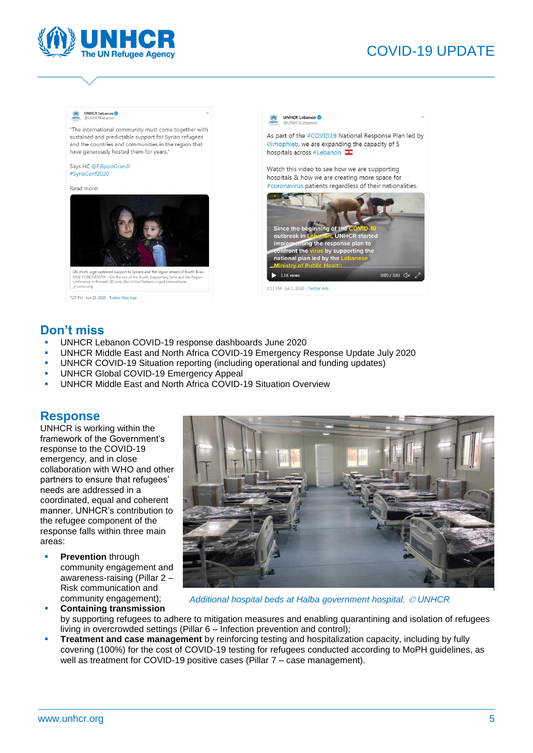## Don't miss

- UNHCR Lebanon COVID-19 response dashboards June 2020
- UNHCR Middle East and North Africa COVID-19 Emergency Response Update July 2020
- UNHCR COVID-19 Situation reporting (including operational and funding updates)
- UNHCR Global COVID-19 Emergency Appeal
- UNHCR Middle East and North Africa COVID-19 Situation Overview

## Response

UNHCR is working within the framework of the Government's response to the COVID-19 emergency, and in close collaboration with WHO and other partners to ensure that refugees' needs are addressed in a coordinated, equal and coherent manner. UNHCR's contribution to the refugee component of the response falls within three main areas:

- **Prevention** through community engagement and awareness-raising (Pillar 2 – Risk communication and community engagement);
- **Containing transmission** by supporting refugees to adhere to mitigation measures and enabling quarantining and isolation of refugees living in overcrowded settings (Pillar 6 – Infection prevention and control);
- **Treatment and case management** by reinforcing testing and hospitalization capacity, including by fully covering (100%) for the cost of COVID-19 testing for refugees conducted according to MoPH guidelines, as well as treatment for COVID-19 positive cases (Pillar 7 – case management).

*Additional hospital beds at Halba government hospital. © UNHCR*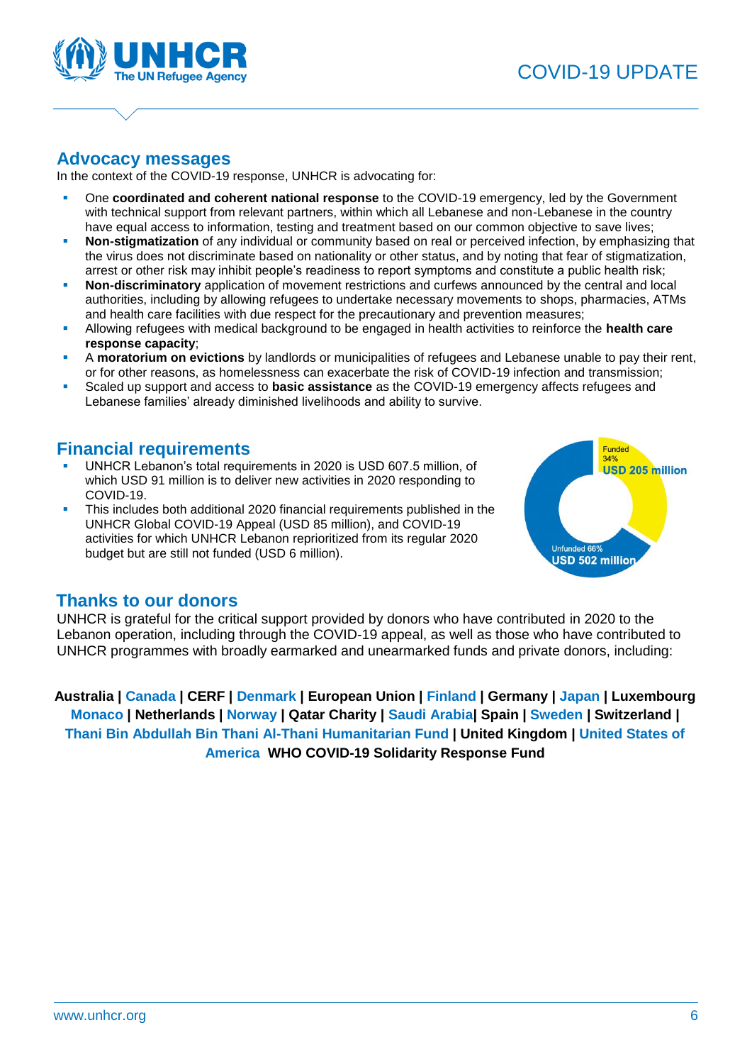## Advocacy messages

In the context of the COVID-19 response, UNHCR is advocating for:

- One **coordinated and coherent national response** to the COVID-19 emergency, led by the Government with technical support from relevant partners, within which all Lebanese and non-Lebanese in the country have equal access to information, testing and treatment based on our common objective to save lives;
- **Non-stigmatization** of any individual or community based on real or perceived infection, by emphasizing that the virus does not discriminate based on nationality or other status, and by noting that fear of stigmatization, arrest or other risk may inhibit people's readiness to report symptoms and constitute a public health risk;
- **Non-discriminatory** application of movement restrictions and curfews announced by the central and local authorities, including by allowing refugees to undertake necessary movements to shops, pharmacies, ATMs and health care facilities with due respect for the precautionary and prevention measures;
- Allowing refugees with medical background to be engaged in health activities to reinforce the **health care response capacity**;
- A **moratorium on evictions** by landlords or municipalities of refugees and Lebanese unable to pay their rent, or for other reasons, as homelessness can exacerbate the risk of COVID-19 infection and transmission;
- Scaled up support and access to **basic assistance** as the COVID-19 emergency affects refugees and Lebanese families' already diminished livelihoods and ability to survive.

## Financial requirements

- UNHCR Lebanon's total requirements in 2020 is USD 607.5 million, of which USD 91 million is to deliver new activities in 2020 responding to COVID-19.
- This includes both additional 2020 financial requirements published in the UNHCR Global COVID-19 Appeal (USD 85 million), and COVID-19 activities for which UNHCR Lebanon reprioritized from its regular 2020 budget but are still not funded (USD 6 million).

Funded
34%
USD 205 million

Unfunded 66%
USD 502 million

## Thanks to our donors

UNHCR is grateful for the critical support provided by donors who have contributed in 2020 to the Lebanon operation, including through the COVID-19 appeal, as well as those who have contributed to UNHCR programmes with broadly earmarked and unearmarked funds and private donors, including:

**Australia | Canada | CERF | Denmark | European Union | Finland | Germany | Japan | Luxembourg Monaco | Netherlands | Norway | Qatar Charity | Saudi Arabia| Spain | Sweden | Switzerland | Thani Bin Abdullah Bin Thani Al-Thani Humanitarian Fund | United Kingdom | United States of America WHO COVID-19 Solidarity Response Fund**